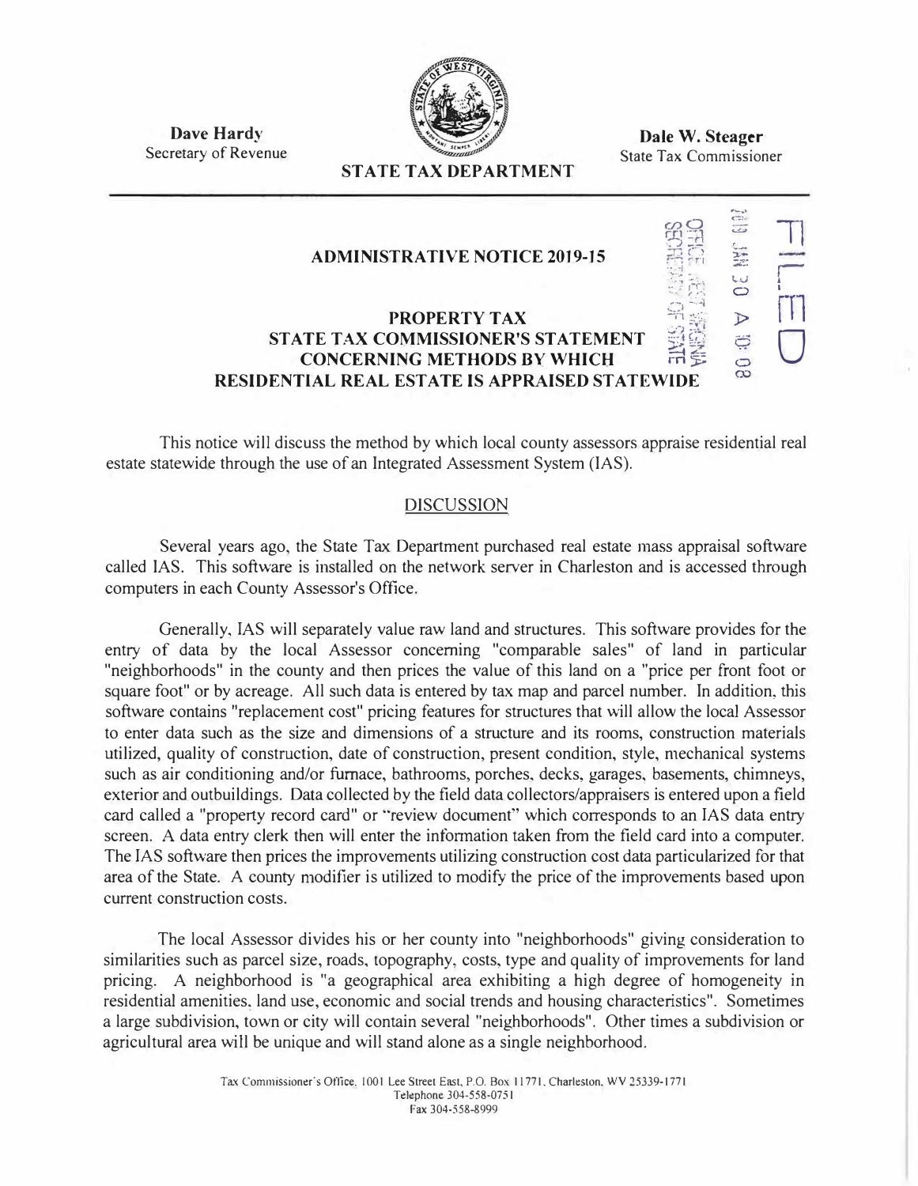**Dave Hardy**
Secretary of Revenue

**STATE TAX DEPARTMENT**

**Dale W. Steager**
State Tax Commissioner

FILED

2019 JAN 30 A 10:08

OFFICE WEST VIRGINIA SECRETARY OF STATE

# ADMINISTRATIVE NOTICE 2019-15

## PROPERTY TAX
## STATE TAX COMMISSIONER'S STATEMENT CONCERNING METHODS BY WHICH RESIDENTIAL REAL ESTATE IS APPRAISED STATEWIDE

This notice will discuss the method by which local county assessors appraise residential real estate statewide through the use of an Integrated Assessment System (IAS).

## DISCUSSION

Several years ago, the State Tax Department purchased real estate mass appraisal software called IAS. This software is installed on the network server in Charleston and is accessed through computers in each County Assessor's Office.

Generally, IAS will separately value raw land and structures. This software provides for the entry of data by the local Assessor concerning "comparable sales" of land in particular "neighborhoods" in the county and then prices the value of this land on a "price per front foot or square foot" or by acreage. All such data is entered by tax map and parcel number. In addition, this software contains "replacement cost" pricing features for structures that will allow the local Assessor to enter data such as the size and dimensions of a structure and its rooms, construction materials utilized, quality of construction, date of construction, present condition, style, mechanical systems such as air conditioning and/or furnace, bathrooms, porches, decks, garages, basements, chimneys, exterior and outbuildings. Data collected by the field data collectors/appraisers is entered upon a field card called a "property record card" or "review document" which corresponds to an IAS data entry screen. A data entry clerk then will enter the information taken from the field card into a computer. The IAS software then prices the improvements utilizing construction cost data particularized for that area of the State. A county modifier is utilized to modify the price of the improvements based upon current construction costs.

The local Assessor divides his or her county into "neighborhoods" giving consideration to similarities such as parcel size, roads, topography, costs, type and quality of improvements for land pricing. A neighborhood is "a geographical area exhibiting a high degree of homogeneity in residential amenities, land use, economic and social trends and housing characteristics". Sometimes a large subdivision, town or city will contain several "neighborhoods". Other times a subdivision or agricultural area will be unique and will stand alone as a single neighborhood.

Tax Commissioner's Office, 1001 Lee Street East, P.O. Box 11771, Charleston, WV 25339-1771
Telephone 304-558-0751
Fax 304-558-8999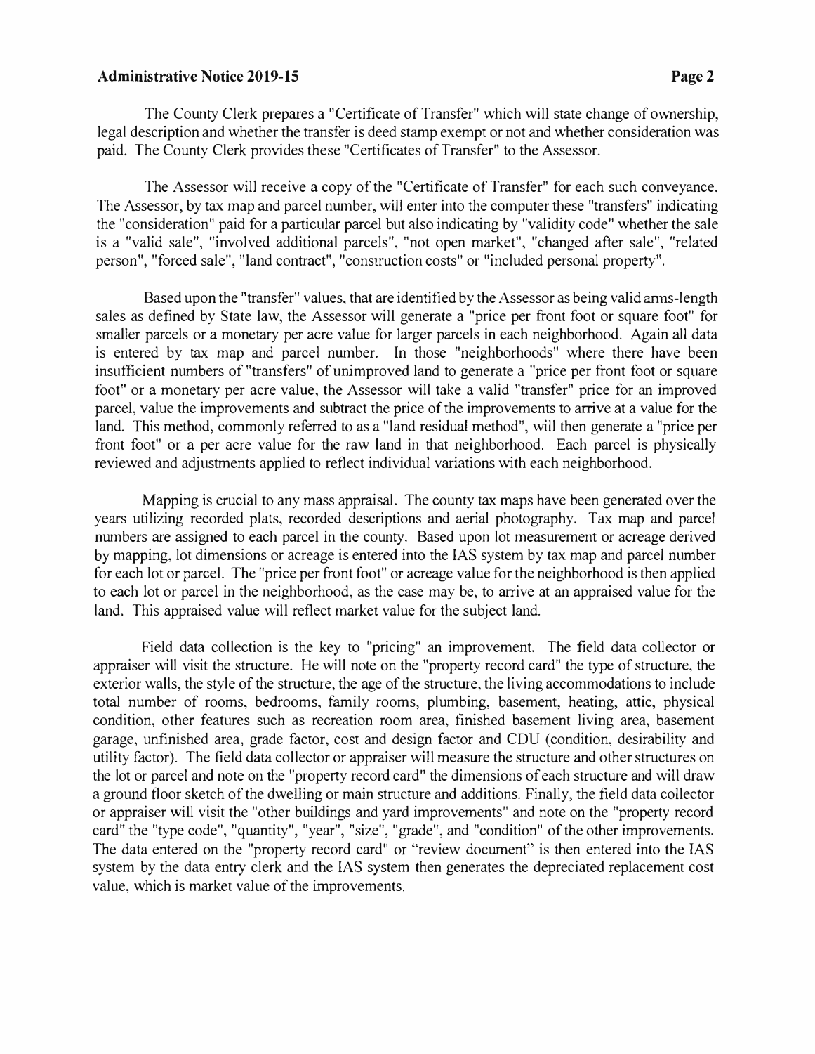The County Clerk prepares a "Certificate of Transfer" which will state change of ownership, legal description and whether the transfer is deed stamp exempt or not and whether consideration was paid. The County Clerk provides these "Certificates of Transfer" to the Assessor.

The Assessor will receive a copy of the "Certificate of Transfer" for each such conveyance. The Assessor, by tax map and parcel number, will enter into the computer these "transfers" indicating the "consideration" paid for a particular parcel but also indicating by "validity code" whether the sale is a "valid sale", "involved additional parcels", "not open market", "changed after sale", "related person", "forced sale", "land contract", "construction costs" or "included personal property".

Based upon the "transfer" values, that are identified by the Assessor as being valid arms-length sales as defined by State law, the Assessor will generate a "price per front foot or square foot" for smaller parcels or a monetary per acre value for larger parcels in each neighborhood. Again all data is entered by tax map and parcel number. In those "neighborhoods" where there have been insufficient numbers of "transfers" of unimproved land to generate a "price per front foot or square foot" or a monetary per acre value, the Assessor will take a valid "transfer" price for an improved parcel, value the improvements and subtract the price of the improvements to arrive at a value for the land. This method, commonly referred to as a "land residual method", will then generate a "price per front foot" or a per acre value for the raw land in that neighborhood. Each parcel is physically reviewed and adjustments applied to reflect individual variations with each neighborhood.

Mapping is crucial to any mass appraisal. The county tax maps have been generated over the years utilizing recorded plats, recorded descriptions and aerial photography. Tax map and parcel numbers are assigned to each parcel in the county. Based upon lot measurement or acreage derived by mapping, lot dimensions or acreage is entered into the IAS system by tax map and parcel number for each lot or parcel. The "price per front foot" or acreage value for the neighborhood is then applied to each lot or parcel in the neighborhood, as the case may be, to arrive at an appraised value for the land. This appraised value will reflect market value for the subject land.

Field data collection is the key to "pricing" an improvement. The field data collector or appraiser will visit the structure. He will note on the "property record card" the type of structure, the exterior walls, the style of the structure, the age of the structure, the living accommodations to include total number of rooms, bedrooms, family rooms, plumbing, basement, heating, attic, physical condition, other features such as recreation room area, finished basement living area, basement garage, unfinished area, grade factor, cost and design factor and CDU (condition, desirability and utility factor). The field data collector or appraiser will measure the structure and other structures on the lot or parcel and note on the "property record card" the dimensions of each structure and will draw a ground floor sketch of the dwelling or main structure and additions. Finally, the field data collector or appraiser will visit the "other buildings and yard improvements" and note on the "property record card" the "type code", "quantity", "year", "size", "grade", and "condition" of the other improvements. The data entered on the "property record card" or "review document" is then entered into the IAS system by the data entry clerk and the IAS system then generates the depreciated replacement cost value, which is market value of the improvements.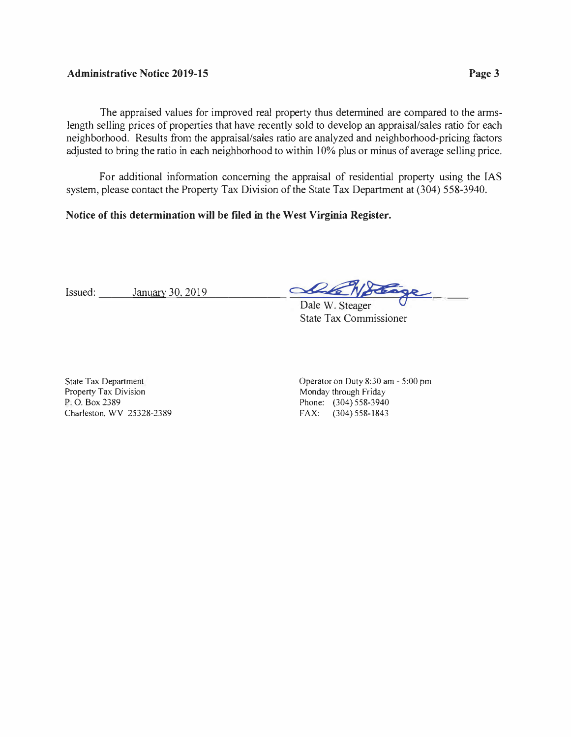The appraised values for improved real property thus determined are compared to the arms-length selling prices of properties that have recently sold to develop an appraisal/sales ratio for each neighborhood. Results from the appraisal/sales ratio are analyzed and neighborhood-pricing factors adjusted to bring the ratio in each neighborhood to within 10% plus or minus of average selling price.

For additional information concerning the appraisal of residential property using the IAS system, please contact the Property Tax Division of the State Tax Department at (304) 558-3940.

**Notice of this determination will be filed in the West Virginia Register.**

Issued: January 30, 2019

Dale W. Steager
State Tax Commissioner

State Tax Department
Property Tax Division
P. O. Box 2389
Charleston, WV 25328-2389

Operator on Duty 8:30 am - 5:00 pm
Monday through Friday
Phone: (304) 558-3940
FAX: (304) 558-1843